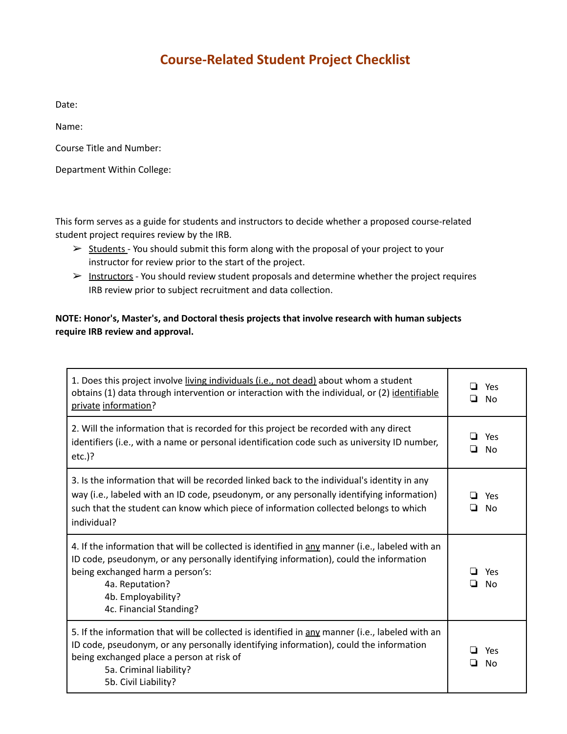# Course-Related Student Project Checklist

Date:

Name:

Course Title and Number:

Department Within College:

This form serves as a guide for students and instructors to decide whether a proposed course-related student project requires review by the IRB.

- Students - You should submit this form along with the proposal of your project to your instructor for review prior to the start of the project.
- Instructors - You should review student proposals and determine whether the project requires IRB review prior to subject recruitment and data collection.

**NOTE: Honor's, Master's, and Doctoral thesis projects that involve research with human subjects require IRB review and approval.**

| | |
|---|---|
| 1. Does this project involve living individuals (i.e., not dead) about whom a student obtains (1) data through intervention or interaction with the individual, or (2) identifiable private information? | ❏ Yes<br>❏ No |
| 2. Will the information that is recorded for this project be recorded with any direct identifiers (i.e., with a name or personal identification code such as university ID number, etc.)? | ❏ Yes<br>❏ No |
| 3. Is the information that will be recorded linked back to the individual's identity in any way (i.e., labeled with an ID code, pseudonym, or any personally identifying information) such that the student can know which piece of information collected belongs to which individual? | ❏ Yes<br>❏ No |
| 4. If the information that will be collected is identified in any manner (i.e., labeled with an ID code, pseudonym, or any personally identifying information), could the information being exchanged harm a person's:<br>4a. Reputation?<br>4b. Employability?<br>4c. Financial Standing? | ❏ Yes<br>❏ No |
| 5. If the information that will be collected is identified in any manner (i.e., labeled with an ID code, pseudonym, or any personally identifying information), could the information being exchanged place a person at risk of<br>5a. Criminal liability?<br>5b. Civil Liability? | ❏ Yes<br>❏ No |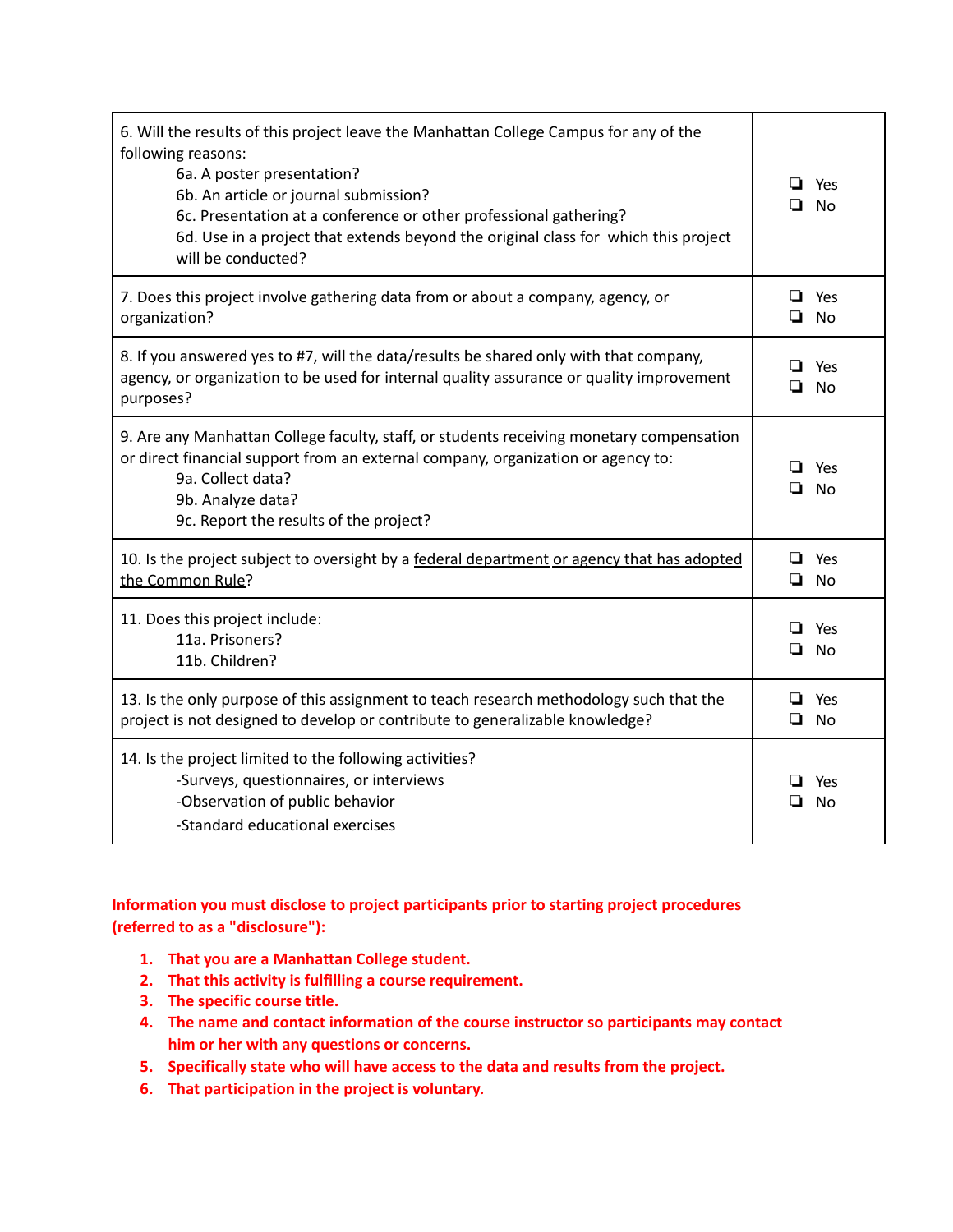| | |
|---|---|
| 6. Will the results of this project leave the Manhattan College Campus for any of the following reasons:<br>6a. A poster presentation?<br>6b. An article or journal submission?<br>6c. Presentation at a conference or other professional gathering?<br>6d. Use in a project that extends beyond the original class for which this project will be conducted? | ❏ Yes<br>❏ No |
| 7. Does this project involve gathering data from or about a company, agency, or organization? | ❏ Yes<br>❏ No |
| 8. If you answered yes to #7, will the data/results be shared only with that company, agency, or organization to be used for internal quality assurance or quality improvement purposes? | ❏ Yes<br>❏ No |
| 9. Are any Manhattan College faculty, staff, or students receiving monetary compensation or direct financial support from an external company, organization or agency to:<br>9a. Collect data?<br>9b. Analyze data?<br>9c. Report the results of the project? | ❏ Yes<br>❏ No |
| 10. Is the project subject to oversight by a federal department or agency that has adopted the Common Rule? | ❏ Yes<br>❏ No |
| 11. Does this project include:<br>11a. Prisoners?<br>11b. Children? | ❏ Yes<br>❏ No |
| 13. Is the only purpose of this assignment to teach research methodology such that the project is not designed to develop or contribute to generalizable knowledge? | ❏ Yes<br>❏ No |
| 14. Is the project limited to the following activities?<br>-Surveys, questionnaires, or interviews<br>-Observation of public behavior<br>-Standard educational exercises | ❏ Yes<br>❏ No |

**Information you must disclose to project participants prior to starting project procedures (referred to as a "disclosure"):**

1. **That you are a Manhattan College student.**
2. **That this activity is fulfilling a course requirement.**
3. **The specific course title.**
4. **The name and contact information of the course instructor so participants may contact him or her with any questions or concerns.**
5. **Specifically state who will have access to the data and results from the project.**
6. **That participation in the project is voluntary.**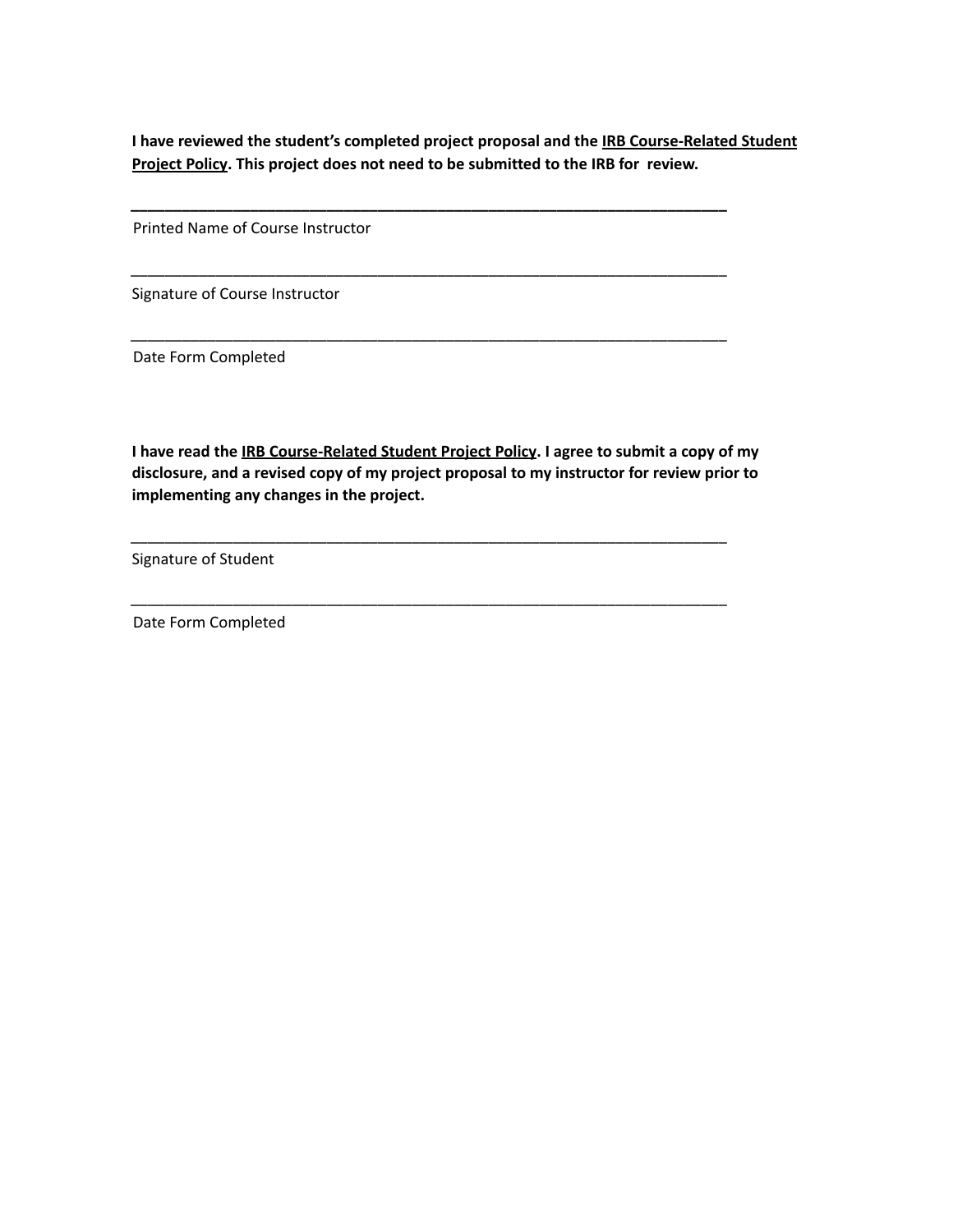**I have reviewed the student's completed project proposal and the <u>IRB Course-Related Student Project Policy</u>. This project does not need to be submitted to the IRB for review.**

\_\_\_\_\_\_\_\_\_\_\_\_\_\_\_\_\_\_\_\_\_\_\_\_\_\_\_\_\_\_\_\_\_\_\_\_\_\_\_\_\_\_\_\_\_\_\_\_\_\_\_\_\_\_\_\_\_\_\_\_\_\_\_\_\_\_\_\_\_\_

Printed Name of Course Instructor

\_\_\_\_\_\_\_\_\_\_\_\_\_\_\_\_\_\_\_\_\_\_\_\_\_\_\_\_\_\_\_\_\_\_\_\_\_\_\_\_\_\_\_\_\_\_\_\_\_\_\_\_\_\_\_\_\_\_\_\_\_\_\_\_\_\_\_\_\_\_

Signature of Course Instructor

\_\_\_\_\_\_\_\_\_\_\_\_\_\_\_\_\_\_\_\_\_\_\_\_\_\_\_\_\_\_\_\_\_\_\_\_\_\_\_\_\_\_\_\_\_\_\_\_\_\_\_\_\_\_\_\_\_\_\_\_\_\_\_\_\_\_\_\_\_\_

Date Form Completed

**I have read the <u>IRB Course-Related Student Project Policy</u>. I agree to submit a copy of my disclosure, and a revised copy of my project proposal to my instructor for review prior to implementing any changes in the project.**

\_\_\_\_\_\_\_\_\_\_\_\_\_\_\_\_\_\_\_\_\_\_\_\_\_\_\_\_\_\_\_\_\_\_\_\_\_\_\_\_\_\_\_\_\_\_\_\_\_\_\_\_\_\_\_\_\_\_\_\_\_\_\_\_\_\_\_\_\_\_

Signature of Student

\_\_\_\_\_\_\_\_\_\_\_\_\_\_\_\_\_\_\_\_\_\_\_\_\_\_\_\_\_\_\_\_\_\_\_\_\_\_\_\_\_\_\_\_\_\_\_\_\_\_\_\_\_\_\_\_\_\_\_\_\_\_\_\_\_\_\_\_\_\_

Date Form Completed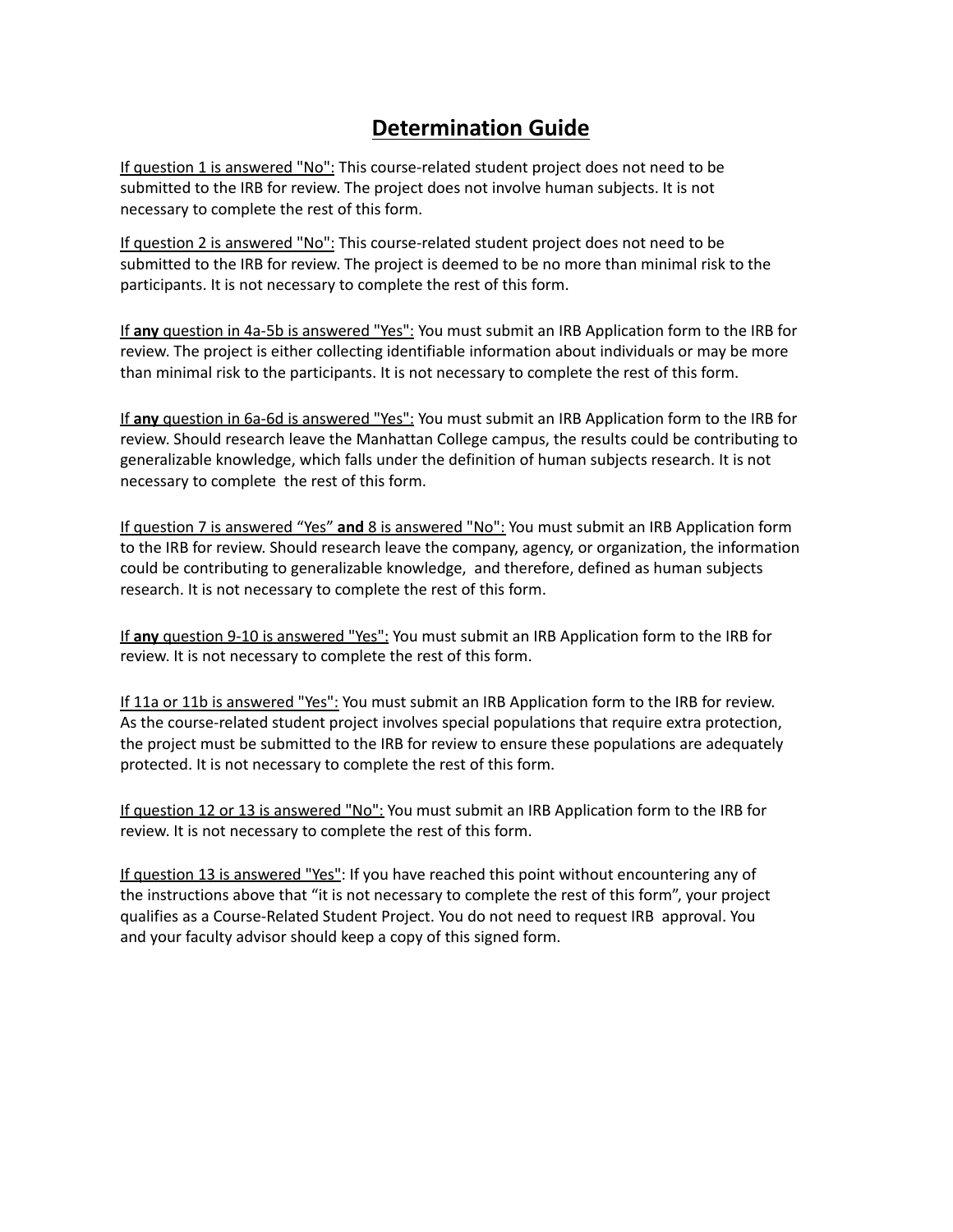# Determination Guide

If question 1 is answered "No": This course-related student project does not need to be submitted to the IRB for review. The project does not involve human subjects. It is not necessary to complete the rest of this form.

If question 2 is answered "No": This course-related student project does not need to be submitted to the IRB for review. The project is deemed to be no more than minimal risk to the participants. It is not necessary to complete the rest of this form.

If **any** question in 4a-5b is answered "Yes": You must submit an IRB Application form to the IRB for review. The project is either collecting identifiable information about individuals or may be more than minimal risk to the participants. It is not necessary to complete the rest of this form.

If **any** question in 6a-6d is answered "Yes": You must submit an IRB Application form to the IRB for review. Should research leave the Manhattan College campus, the results could be contributing to generalizable knowledge, which falls under the definition of human subjects research. It is not necessary to complete the rest of this form.

If question 7 is answered "Yes" **and** 8 is answered "No": You must submit an IRB Application form to the IRB for review. Should research leave the company, agency, or organization, the information could be contributing to generalizable knowledge, and therefore, defined as human subjects research. It is not necessary to complete the rest of this form.

If **any** question 9-10 is answered "Yes": You must submit an IRB Application form to the IRB for review. It is not necessary to complete the rest of this form.

If 11a or 11b is answered "Yes": You must submit an IRB Application form to the IRB for review. As the course-related student project involves special populations that require extra protection, the project must be submitted to the IRB for review to ensure these populations are adequately protected. It is not necessary to complete the rest of this form.

If question 12 or 13 is answered "No": You must submit an IRB Application form to the IRB for review. It is not necessary to complete the rest of this form.

If question 13 is answered "Yes": If you have reached this point without encountering any of the instructions above that "it is not necessary to complete the rest of this form", your project qualifies as a Course-Related Student Project. You do not need to request IRB approval. You and your faculty advisor should keep a copy of this signed form.